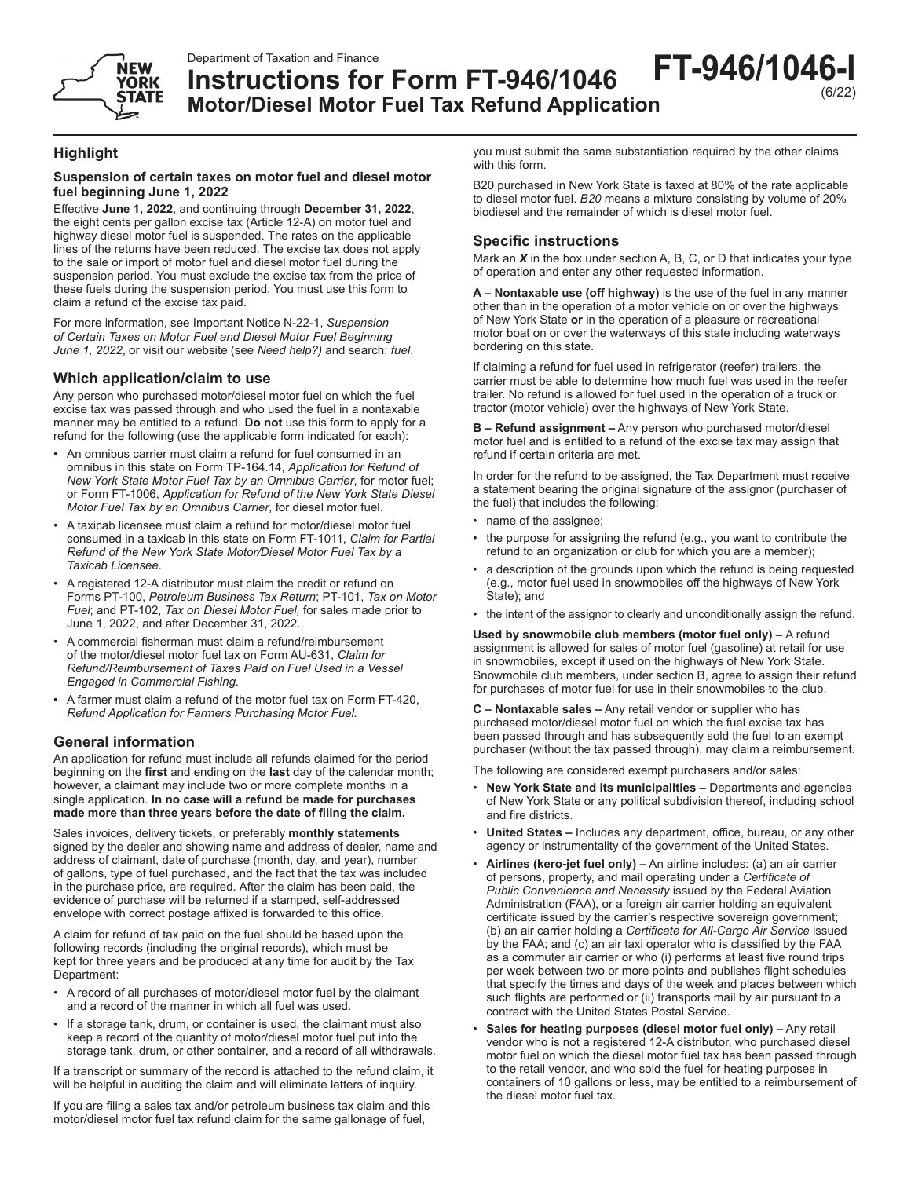Department of Taxation and Finance

# Instructions for Form FT-946/1046 Motor/Diesel Motor Fuel Tax Refund Application

**FT-946/1046-I** (6/22)

## Highlight

### Suspension of certain taxes on motor fuel and diesel motor fuel beginning June 1, 2022

Effective **June 1, 2022**, and continuing through **December 31, 2022**, the eight cents per gallon excise tax (Article 12-A) on motor fuel and highway diesel motor fuel is suspended. The rates on the applicable lines of the returns have been reduced. The excise tax does not apply to the sale or import of motor fuel and diesel motor fuel during the suspension period. You must exclude the excise tax from the price of these fuels during the suspension period. You must use this form to claim a refund of the excise tax paid.

For more information, see Important Notice N-22-1, *Suspension of Certain Taxes on Motor Fuel and Diesel Motor Fuel Beginning June 1, 2022*, or visit our website (see *Need help?)* and search: *fuel*.

## Which application/claim to use

Any person who purchased motor/diesel motor fuel on which the fuel excise tax was passed through and who used the fuel in a nontaxable manner may be entitled to a refund. **Do not** use this form to apply for a refund for the following (use the applicable form indicated for each):

- An omnibus carrier must claim a refund for fuel consumed in an omnibus in this state on Form TP-164.14, *Application for Refund of New York State Motor Fuel Tax by an Omnibus Carrier*, for motor fuel; or Form FT-1006, *Application for Refund of the New York State Diesel Motor Fuel Tax by an Omnibus Carrier*, for diesel motor fuel.
- A taxicab licensee must claim a refund for motor/diesel motor fuel consumed in a taxicab in this state on Form FT-1011, *Claim for Partial Refund of the New York State Motor/Diesel Motor Fuel Tax by a Taxicab Licensee*.
- A registered 12-A distributor must claim the credit or refund on Forms PT-100, *Petroleum Business Tax Return*; PT-101, *Tax on Motor Fuel*; and PT-102, *Tax on Diesel Motor Fuel,* for sales made prior to June 1, 2022, and after December 31, 2022.
- A commercial fisherman must claim a refund/reimbursement of the motor/diesel motor fuel tax on Form AU-631, *Claim for Refund/Reimbursement of Taxes Paid on Fuel Used in a Vessel Engaged in Commercial Fishing.*
- A farmer must claim a refund of the motor fuel tax on Form FT-420, *Refund Application for Farmers Purchasing Motor Fuel.*

## General information

An application for refund must include all refunds claimed for the period beginning on the **first** and ending on the **last** day of the calendar month; however, a claimant may include two or more complete months in a single application. **In no case will a refund be made for purchases made more than three years before the date of filing the claim.**

Sales invoices, delivery tickets, or preferably **monthly statements** signed by the dealer and showing name and address of dealer, name and address of claimant, date of purchase (month, day, and year), number of gallons, type of fuel purchased, and the fact that the tax was included in the purchase price, are required. After the claim has been paid, the evidence of purchase will be returned if a stamped, self-addressed envelope with correct postage affixed is forwarded to this office.

A claim for refund of tax paid on the fuel should be based upon the following records (including the original records), which must be kept for three years and be produced at any time for audit by the Tax Department:

- A record of all purchases of motor/diesel motor fuel by the claimant and a record of the manner in which all fuel was used.
- If a storage tank, drum, or container is used, the claimant must also keep a record of the quantity of motor/diesel motor fuel put into the storage tank, drum, or other container, and a record of all withdrawals.

If a transcript or summary of the record is attached to the refund claim, it will be helpful in auditing the claim and will eliminate letters of inquiry.

If you are filing a sales tax and/or petroleum business tax claim and this motor/diesel motor fuel tax refund claim for the same gallonage of fuel, you must submit the same substantiation required by the other claims with this form.

B20 purchased in New York State is taxed at 80% of the rate applicable to diesel motor fuel. *B20* means a mixture consisting by volume of 20% biodiesel and the remainder of which is diesel motor fuel.

## Specific instructions

Mark an ***X*** in the box under section A, B, C, or D that indicates your type of operation and enter any other requested information.

**A – Nontaxable use (off highway)** is the use of the fuel in any manner other than in the operation of a motor vehicle on or over the highways of New York State **or** in the operation of a pleasure or recreational motor boat on or over the waterways of this state including waterways bordering on this state.

If claiming a refund for fuel used in refrigerator (reefer) trailers, the carrier must be able to determine how much fuel was used in the reefer trailer. No refund is allowed for fuel used in the operation of a truck or tractor (motor vehicle) over the highways of New York State.

**B – Refund assignment –** Any person who purchased motor/diesel motor fuel and is entitled to a refund of the excise tax may assign that refund if certain criteria are met.

In order for the refund to be assigned, the Tax Department must receive a statement bearing the original signature of the assignor (purchaser of the fuel) that includes the following:

- name of the assignee;
- the purpose for assigning the refund (e.g., you want to contribute the refund to an organization or club for which you are a member);
- a description of the grounds upon which the refund is being requested (e.g., motor fuel used in snowmobiles off the highways of New York State); and
- the intent of the assignor to clearly and unconditionally assign the refund.

**Used by snowmobile club members (motor fuel only) –** A refund assignment is allowed for sales of motor fuel (gasoline) at retail for use in snowmobiles, except if used on the highways of New York State. Snowmobile club members, under section B, agree to assign their refund for purchases of motor fuel for use in their snowmobiles to the club.

**C – Nontaxable sales –** Any retail vendor or supplier who has purchased motor/diesel motor fuel on which the fuel excise tax has been passed through and has subsequently sold the fuel to an exempt purchaser (without the tax passed through), may claim a reimbursement.

The following are considered exempt purchasers and/or sales:

- **New York State and its municipalities –** Departments and agencies of New York State or any political subdivision thereof, including school and fire districts.
- **United States –** Includes any department, office, bureau, or any other agency or instrumentality of the government of the United States.
- **Airlines (kero-jet fuel only) –** An airline includes: (a) an air carrier of persons, property, and mail operating under a *Certificate of Public Convenience and Necessity* issued by the Federal Aviation Administration (FAA), or a foreign air carrier holding an equivalent certificate issued by the carrier's respective sovereign government; (b) an air carrier holding a *Certificate for All-Cargo Air Service* issued by the FAA; and (c) an air taxi operator who is classified by the FAA as a commuter air carrier or who (i) performs at least five round trips per week between two or more points and publishes flight schedules that specify the times and days of the week and places between which such flights are performed or (ii) transports mail by air pursuant to a contract with the United States Postal Service.
- **Sales for heating purposes (diesel motor fuel only) –** Any retail vendor who is not a registered 12-A distributor, who purchased diesel motor fuel on which the diesel motor fuel tax has been passed through to the retail vendor, and who sold the fuel for heating purposes in containers of 10 gallons or less, may be entitled to a reimbursement of the diesel motor fuel tax.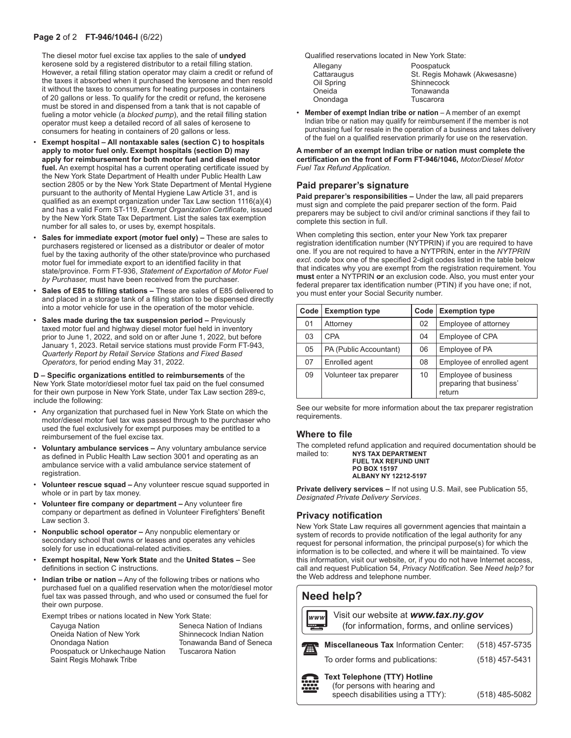The diesel motor fuel excise tax applies to the sale of **undyed** kerosene sold by a registered distributor to a retail filling station. However, a retail filling station operator may claim a credit or refund of the taxes it absorbed when it purchased the kerosene and then resold it without the taxes to consumers for heating purposes in containers of 20 gallons or less. To qualify for the credit or refund, the kerosene must be stored in and dispensed from a tank that is not capable of fueling a motor vehicle (a *blocked pump*), and the retail filling station operator must keep a detailed record of all sales of kerosene to consumers for heating in containers of 20 gallons or less.

- **Exempt hospital – All nontaxable sales (section C) to hospitals apply to motor fuel only. Exempt hospitals (section D) may apply for reimbursement for both motor fuel and diesel motor fuel.** An exempt hospital has a current operating certificate issued by the New York State Department of Health under Public Health Law section 2805 or by the New York State Department of Mental Hygiene pursuant to the authority of Mental Hygiene Law Article 31, and is qualified as an exempt organization under Tax Law section 1116(a)(4) and has a valid Form ST-119, *Exempt Organization Certificate*, issued by the New York State Tax Department. List the sales tax exemption number for all sales to, or uses by, exempt hospitals.
- **Sales for immediate export (motor fuel only) –** These are sales to purchasers registered or licensed as a distributor or dealer of motor fuel by the taxing authority of the other state/province who purchased motor fuel for immediate export to an identified facility in that state/province. Form FT-936, *Statement of Exportation of Motor Fuel by Purchaser,* must have been received from the purchaser.
- **Sales of E85 to filling stations –** These are sales of E85 delivered to and placed in a storage tank of a filling station to be dispensed directly into a motor vehicle for use in the operation of the motor vehicle.
- **Sales made during the tax suspension period –** Previously taxed motor fuel and highway diesel motor fuel held in inventory prior to June 1, 2022, and sold on or after June 1, 2022, but before January 1, 2023. Retail service stations must provide Form FT-943, *Quarterly Report by Retail Service Stations and Fixed Based Operators*, for period ending May 31, 2022.

**D – Specific organizations entitled to reimbursements** of the New York State motor/diesel motor fuel tax paid on the fuel consumed for their own purpose in New York State, under Tax Law section 289-c, include the following:

- Any organization that purchased fuel in New York State on which the motor/diesel motor fuel tax was passed through to the purchaser who used the fuel exclusively for exempt purposes may be entitled to a reimbursement of the fuel excise tax.
- **Voluntary ambulance services –** Any voluntary ambulance service as defined in Public Health Law section 3001 and operating as an ambulance service with a valid ambulance service statement of registration.
- **Volunteer rescue squad –** Any volunteer rescue squad supported in whole or in part by tax money.
- **Volunteer fire company or department –** Any volunteer fire company or department as defined in Volunteer Firefighters' Benefit Law section 3.
- **Nonpublic school operator –** Any nonpublic elementary or secondary school that owns or leases and operates any vehicles solely for use in educational-related activities.
- **Exempt hospital, New York State** and the **United States –** See definitions in section C instructions.
- **Indian tribe or nation –** Any of the following tribes or nations who purchased fuel on a qualified reservation when the motor/diesel motor fuel tax was passed through, and who used or consumed the fuel for their own purpose.

  Exempt tribes or nations located in New York State:

  Cayuga Nation
  Oneida Nation of New York
  Onondaga Nation
  Poospatuck or Unkechauge Nation
  Saint Regis Mohawk Tribe
  Seneca Nation of Indians
  Shinnecock Indian Nation
  Tonawanda Band of Seneca
  Tuscarora Nation

  Qualified reservations located in New York State:

  Allegany
  Cattaraugus
  Oil Spring
  Oneida
  Onondaga
  Poospatuck
  St. Regis Mohawk (Akwesasne)
  Shinnecock
  Tonawanda
  Tuscarora

- **Member of exempt Indian tribe or nation** – A member of an exempt Indian tribe or nation may qualify for reimbursement if the member is not purchasing fuel for resale in the operation of a business and takes delivery of the fuel on a qualified reservation primarily for use on the reservation.

**A member of an exempt Indian tribe or nation must complete the certification on the front of Form FT-946/1046,** *Motor/Diesel Motor Fuel Tax Refund Application.*

## Paid preparer's signature

**Paid preparer's responsibilities –** Under the law, all paid preparers must sign and complete the paid preparer section of the form. Paid preparers may be subject to civil and/or criminal sanctions if they fail to complete this section in full.

When completing this section, enter your New York tax preparer registration identification number (NYTPRIN) if you are required to have one. If you are not required to have a NYTPRIN, enter in the *NYTPRIN excl. code* box one of the specified 2-digit codes listed in the table below that indicates why you are exempt from the registration requirement. You **must** enter a NYTPRIN **or** an exclusion code. Also, you must enter your federal preparer tax identification number (PTIN) if you have one; if not, you must enter your Social Security number.

| Code | Exemption type | Code | Exemption type |
|---|---|---|---|
| 01 | Attorney | 02 | Employee of attorney |
| 03 | CPA | 04 | Employee of CPA |
| 05 | PA (Public Accountant) | 06 | Employee of PA |
| 07 | Enrolled agent | 08 | Employee of enrolled agent |
| 09 | Volunteer tax preparer | 10 | Employee of business preparing that business' return |

See our website for more information about the tax preparer registration requirements.

## Where to file

The completed refund application and required documentation should be mailed to:

**NYS TAX DEPARTMENT**
**FUEL TAX REFUND UNIT**
**PO BOX 15197**
**ALBANY NY 12212-5197**

**Private delivery services –** If not using U.S. Mail, see Publication 55, *Designated Private Delivery Services*.

## Privacy notification

New York State Law requires all government agencies that maintain a system of records to provide notification of the legal authority for any request for personal information, the principal purpose(s) for which the information is to be collected, and where it will be maintained. To view this information, visit our website, or, if you do not have Internet access, call and request Publication 54, *Privacy Notification*. See *Need help?* for the Web address and telephone number.

## Need help?

Visit our website at ***www.tax.ny.gov*** (for information, forms, and online services)

**Miscellaneous Tax** Information Center: (518) 457-5735

To order forms and publications: (518) 457-5431

**Text Telephone (TTY) Hotline** (for persons with hearing and speech disabilities using a TTY): (518) 485-5082